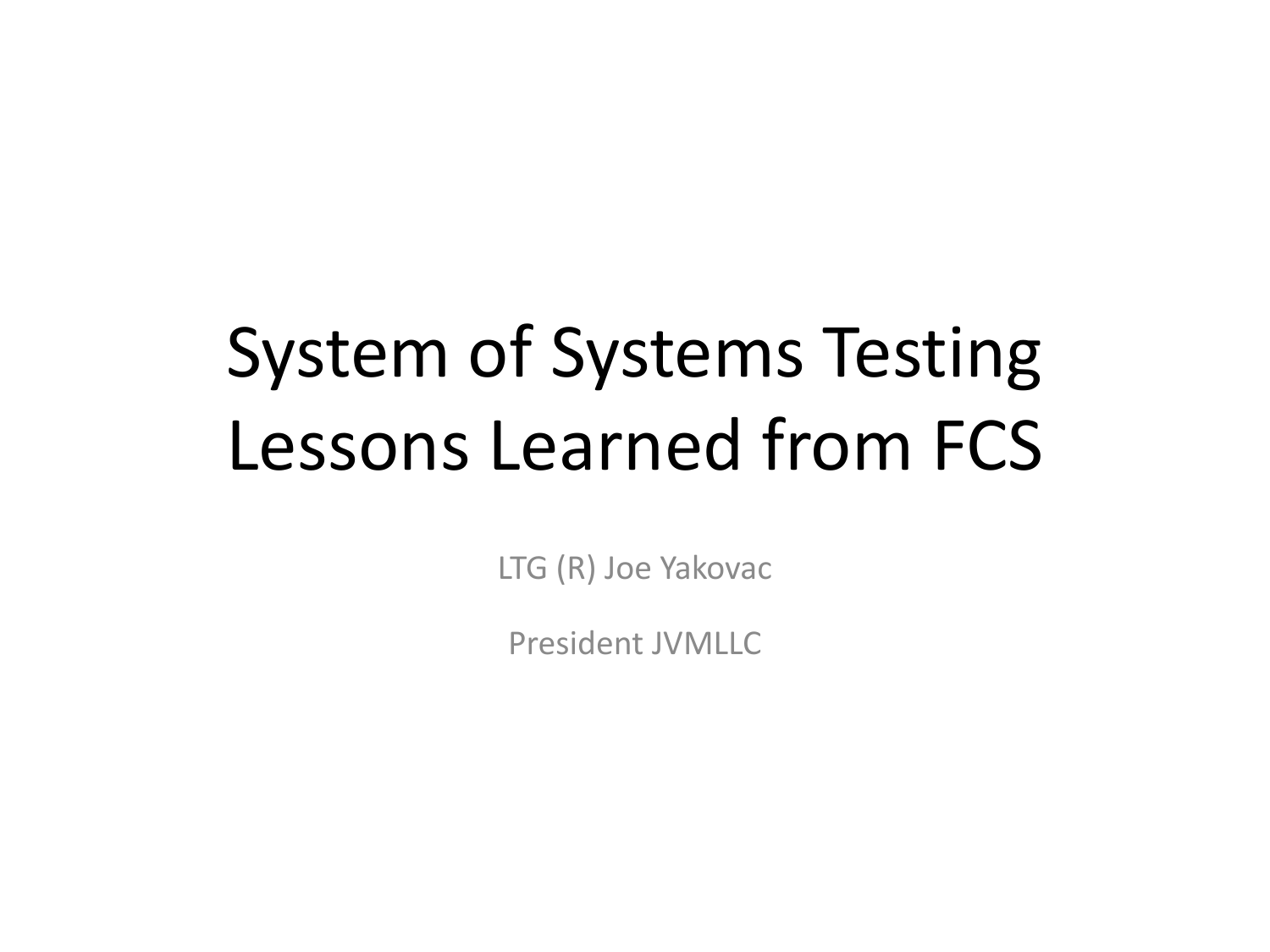# System of Systems Testing Lessons Learned from FCS

LTG (R) Joe Yakovac

President JVMLLC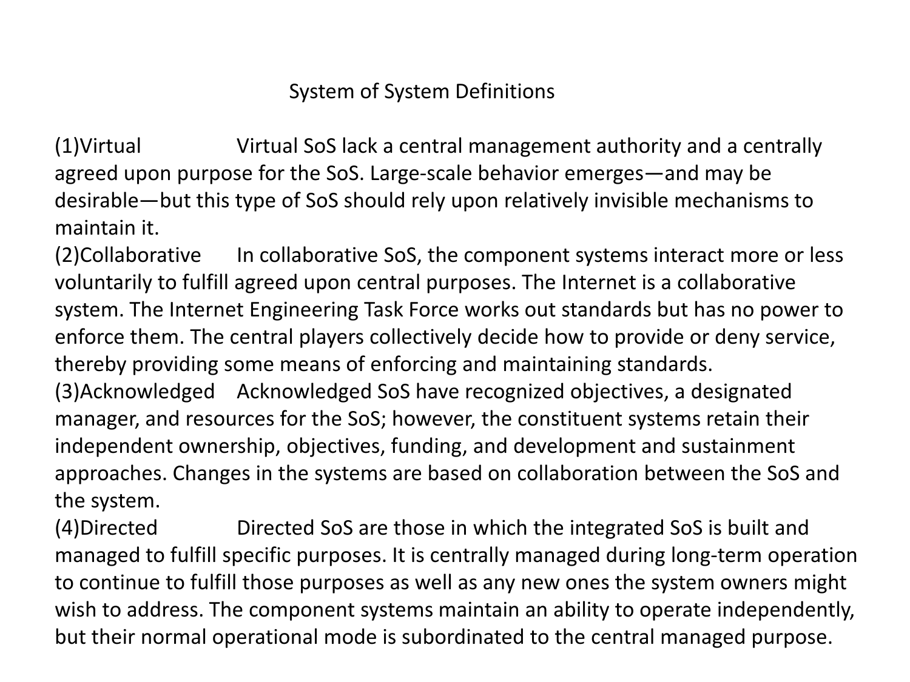# System of System Definitions

(1)Virtual Virtual SoS lack a central management authority and a centrally agreed upon purpose for the SoS. Large-scale behavior emerges—and may be desirable—but this type of SoS should rely upon relatively invisible mechanisms to maintain it.

(2)Collaborative In collaborative SoS, the component systems interact more or less voluntarily to fulfill agreed upon central purposes. The Internet is a collaborative system. The Internet Engineering Task Force works out standards but has no power to enforce them. The central players collectively decide how to provide or deny service, thereby providing some means of enforcing and maintaining standards.

(3)Acknowledged Acknowledged SoS have recognized objectives, a designated manager, and resources for the SoS; however, the constituent systems retain their independent ownership, objectives, funding, and development and sustainment approaches. Changes in the systems are based on collaboration between the SoS and the system.

(4)Directed Directed SoS are those in which the integrated SoS is built and managed to fulfill specific purposes. It is centrally managed during long-term operation to continue to fulfill those purposes as well as any new ones the system owners might wish to address. The component systems maintain an ability to operate independently, but their normal operational mode is subordinated to the central managed purpose.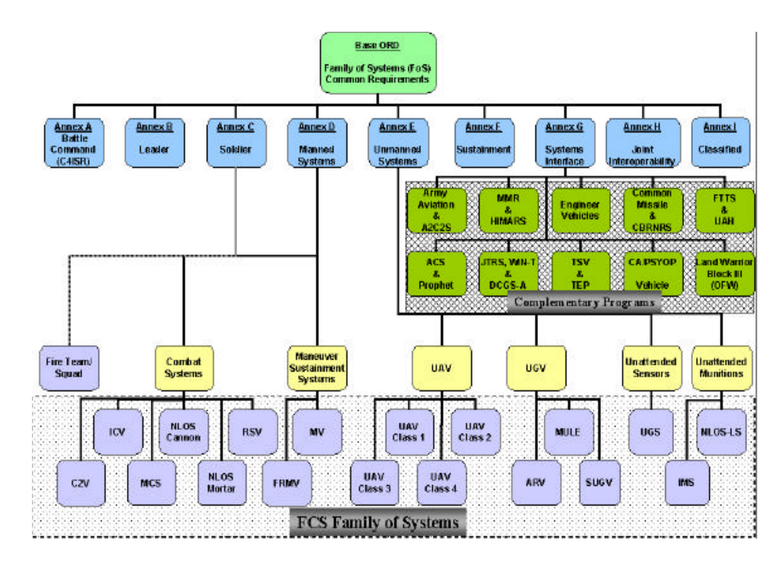**Base ORD**

Family of Systems (FoS) Common Requirements

- **Annex A** Battle Command (C4ISR)
- **Annex B** Leader
- **Annex C** Soldier
- **Annex D** Manned Systems
- **Annex E** Unmanned Systems
- **Annex F** Sustainment
- **Annex G** Systems Interface
- **Annex H** Joint Interoperability
- **Annex I** Classified

**Complementary Programs**

- Army Aviation & A2C2S
- MMR & HIMARS
- Engineer Vehicles
- Common Missile & CBRNRS
- FTTS & UAH
- ACS & Prophet
- JTRS, WIN-T & DCGS-A
- TSV & TEP
- CA/PSYOP Vehicle
- Land Warrior Block III (OFW)

**FCS Family of Systems**

- Fire Team/ Squad
- Combat Systems
  - ICV
  - NLOS Cannon
  - RSV
  - C2V
  - MCS
  - NLOS Mortar
- Maneuver Sustainment Systems
  - MV
  - FRMV
- UAV
  - UAV Class 1
  - UAV Class 2
  - UAV Class 3
  - UAV Class 4
- UGV
  - MULE
  - ARV
  - SUGV
- Unattended Sensors
  - UGS
- Unattended Munitions
  - NLOS-LS
  - IMS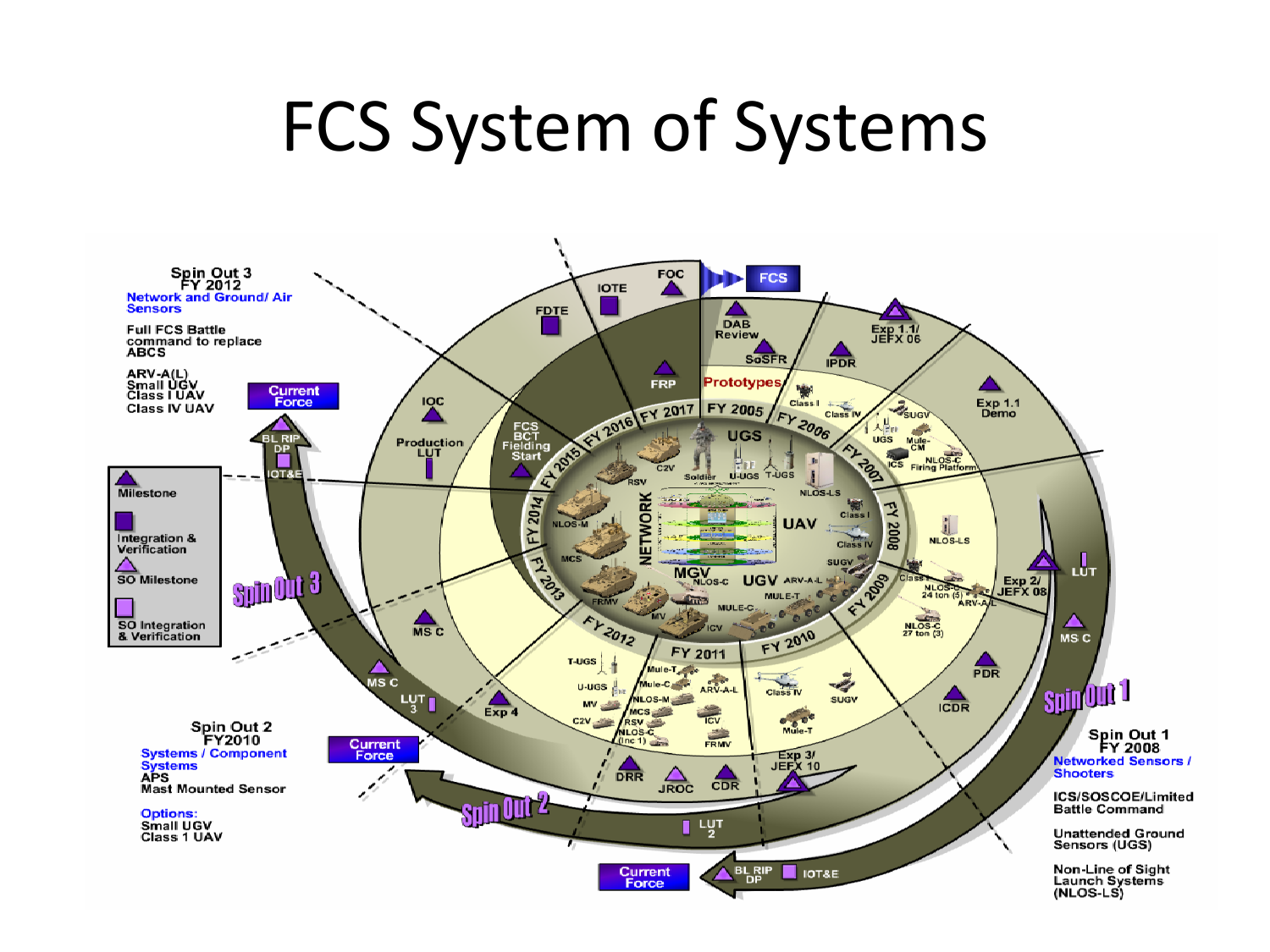# FCS System of Systems

Spin Out 3
FY 2012
Network and Ground/ Air Sensors

Full FCS Battle command to replace ABCS

ARV-A(L)
Small UGV
Class I UAV
Class IV UAV

Spin Out 2
FY2010
Systems / Component Systems
APS
Mast Mounted Sensor

Options:
Small UGV
Class 1 UAV

Spin Out 1
FY 2008
Networked Sensors / Shooters

ICS/SOSCOE/Limited Battle Command

Unattended Ground Sensors (UGS)

Non-Line of Sight Launch Systems (NLOS-LS)

Milestone
Integration & Verification
SO Milestone
SO Integration & Verification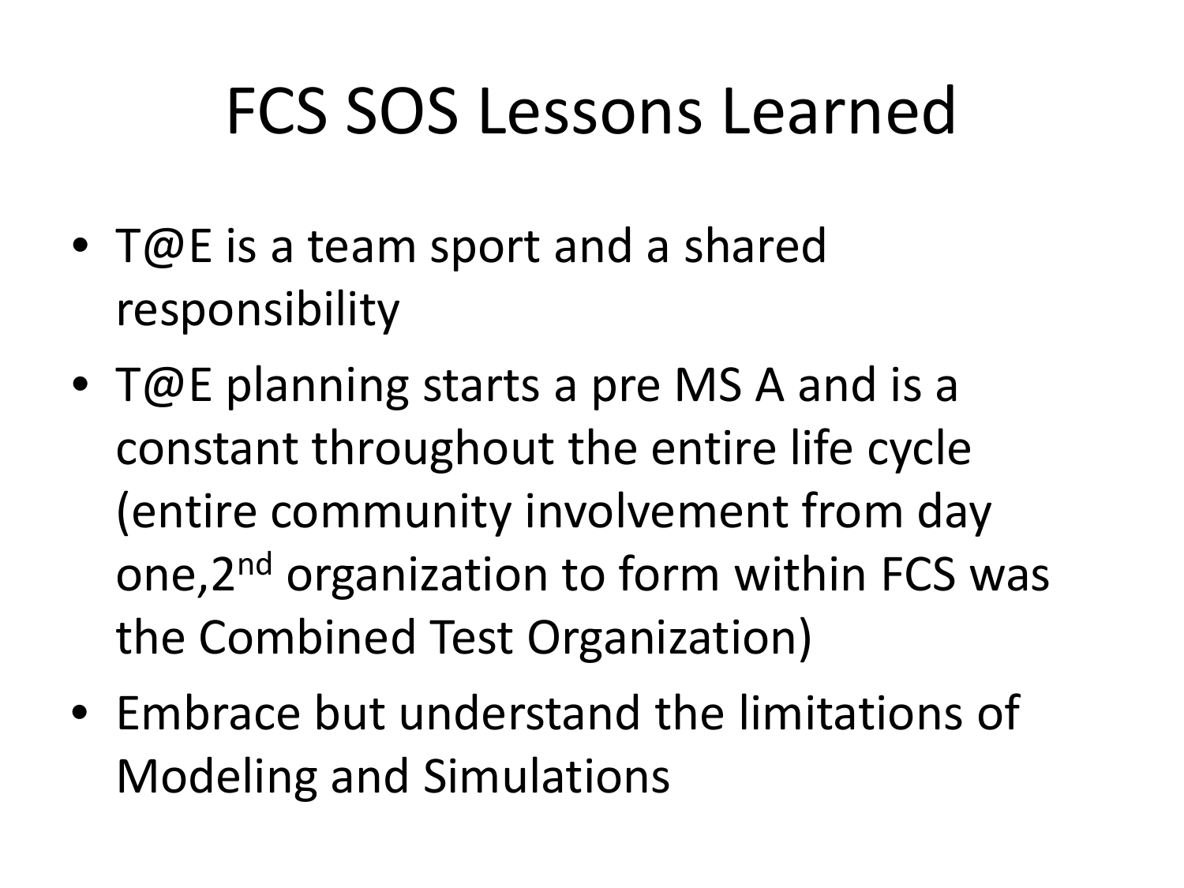# FCS SOS Lessons Learned

- T@E is a team sport and a shared responsibility
- T@E planning starts a pre MS A and is a constant throughout the entire life cycle (entire community involvement from day one,2nd organization to form within FCS was the Combined Test Organization)
- Embrace but understand the limitations of Modeling and Simulations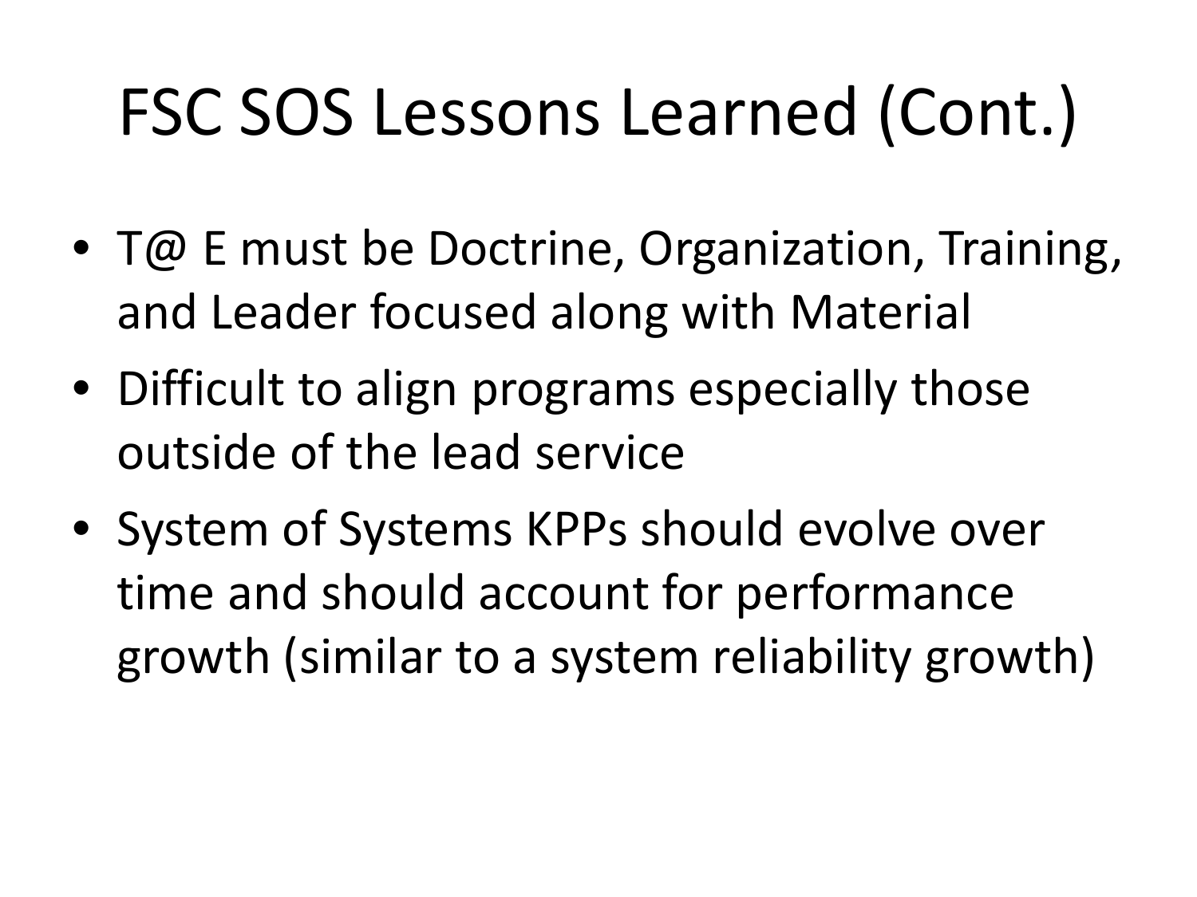# FSC SOS Lessons Learned (Cont.)

- T@ E must be Doctrine, Organization, Training, and Leader focused along with Material
- Difficult to align programs especially those outside of the lead service
- System of Systems KPPs should evolve over time and should account for performance growth (similar to a system reliability growth)